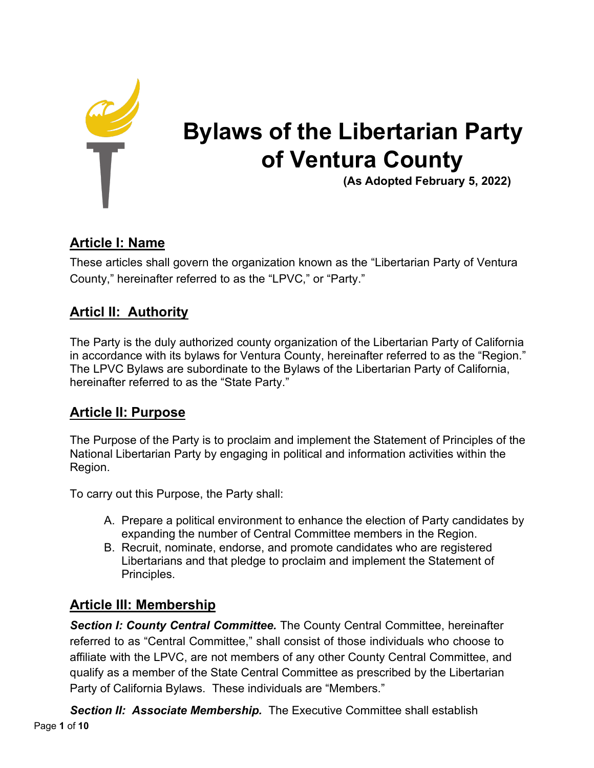# Bylaws of the Libertarian Party of Ventura County

**(As Adopted February 5, 2022)**

## Article I: Name

These articles shall govern the organization known as the "Libertarian Party of Ventura County," hereinafter referred to as the "LPVC," or "Party."

## Articl II: Authority

The Party is the duly authorized county organization of the Libertarian Party of California in accordance with its bylaws for Ventura County, hereinafter referred to as the "Region." The LPVC Bylaws are subordinate to the Bylaws of the Libertarian Party of California, hereinafter referred to as the "State Party."

## Article II: Purpose

The Purpose of the Party is to proclaim and implement the Statement of Principles of the National Libertarian Party by engaging in political and information activities within the Region.

To carry out this Purpose, the Party shall:

A. Prepare a political environment to enhance the election of Party candidates by expanding the number of Central Committee members in the Region.
B. Recruit, nominate, endorse, and promote candidates who are registered Libertarians and that pledge to proclaim and implement the Statement of Principles.

## Article III: Membership

***Section I: County Central Committee.*** The County Central Committee, hereinafter referred to as "Central Committee," shall consist of those individuals who choose to affiliate with the LPVC, are not members of any other County Central Committee, and qualify as a member of the State Central Committee as prescribed by the Libertarian Party of California Bylaws. These individuals are "Members."

***Section II: Associate Membership.*** The Executive Committee shall establish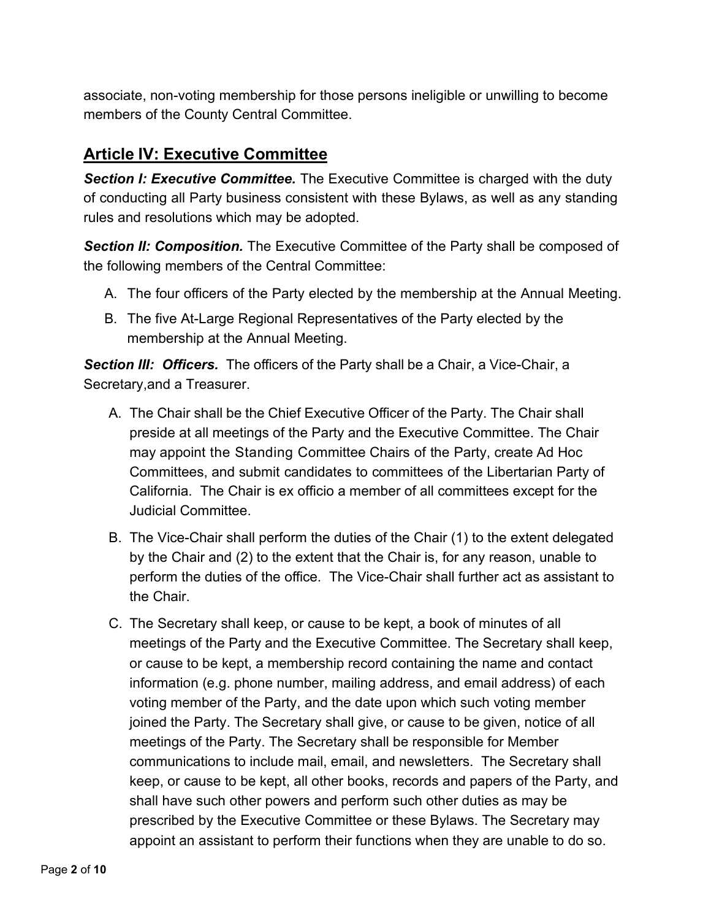associate, non-voting membership for those persons ineligible or unwilling to become members of the County Central Committee.

## Article IV: Executive Committee

***Section I: Executive Committee.*** The Executive Committee is charged with the duty of conducting all Party business consistent with these Bylaws, as well as any standing rules and resolutions which may be adopted.

***Section II: Composition.*** The Executive Committee of the Party shall be composed of the following members of the Central Committee:

A. The four officers of the Party elected by the membership at the Annual Meeting.
B. The five At-Large Regional Representatives of the Party elected by the membership at the Annual Meeting.

***Section III: Officers.*** The officers of the Party shall be a Chair, a Vice-Chair, a Secretary,and a Treasurer.

A. The Chair shall be the Chief Executive Officer of the Party. The Chair shall preside at all meetings of the Party and the Executive Committee. The Chair may appoint the Standing Committee Chairs of the Party, create Ad Hoc Committees, and submit candidates to committees of the Libertarian Party of California. The Chair is ex officio a member of all committees except for the Judicial Committee.
B. The Vice-Chair shall perform the duties of the Chair (1) to the extent delegated by the Chair and (2) to the extent that the Chair is, for any reason, unable to perform the duties of the office. The Vice-Chair shall further act as assistant to the Chair.
C. The Secretary shall keep, or cause to be kept, a book of minutes of all meetings of the Party and the Executive Committee. The Secretary shall keep, or cause to be kept, a membership record containing the name and contact information (e.g. phone number, mailing address, and email address) of each voting member of the Party, and the date upon which such voting member joined the Party. The Secretary shall give, or cause to be given, notice of all meetings of the Party. The Secretary shall be responsible for Member communications to include mail, email, and newsletters. The Secretary shall keep, or cause to be kept, all other books, records and papers of the Party, and shall have such other powers and perform such other duties as may be prescribed by the Executive Committee or these Bylaws. The Secretary may appoint an assistant to perform their functions when they are unable to do so.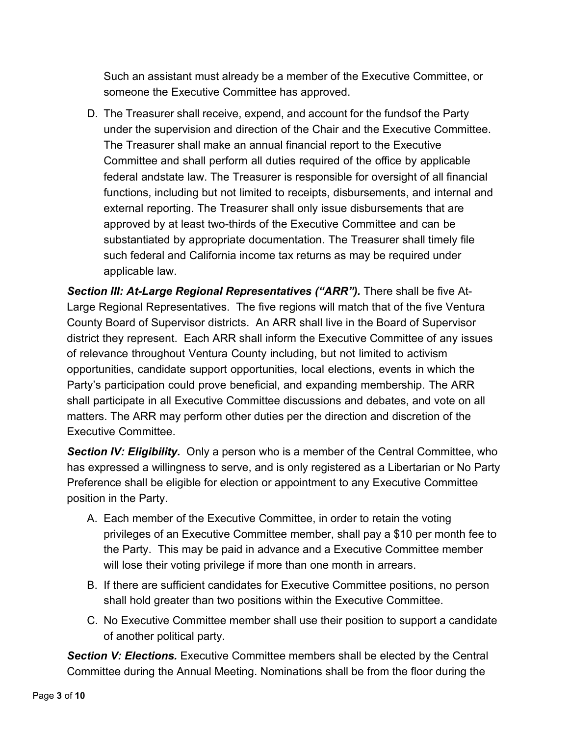Such an assistant must already be a member of the Executive Committee, or someone the Executive Committee has approved.

D. The Treasurer shall receive, expend, and account for the fundsof the Party under the supervision and direction of the Chair and the Executive Committee. The Treasurer shall make an annual financial report to the Executive Committee and shall perform all duties required of the office by applicable federal andstate law. The Treasurer is responsible for oversight of all financial functions, including but not limited to receipts, disbursements, and internal and external reporting. The Treasurer shall only issue disbursements that are approved by at least two-thirds of the Executive Committee and can be substantiated by appropriate documentation. The Treasurer shall timely file such federal and California income tax returns as may be required under applicable law.

***Section III: At-Large Regional Representatives ("ARR").*** There shall be five At-Large Regional Representatives. The five regions will match that of the five Ventura County Board of Supervisor districts. An ARR shall live in the Board of Supervisor district they represent. Each ARR shall inform the Executive Committee of any issues of relevance throughout Ventura County including, but not limited to activism opportunities, candidate support opportunities, local elections, events in which the Party's participation could prove beneficial, and expanding membership. The ARR shall participate in all Executive Committee discussions and debates, and vote on all matters. The ARR may perform other duties per the direction and discretion of the Executive Committee.

***Section IV: Eligibility.*** Only a person who is a member of the Central Committee, who has expressed a willingness to serve, and is only registered as a Libertarian or No Party Preference shall be eligible for election or appointment to any Executive Committee position in the Party.

A. Each member of the Executive Committee, in order to retain the voting privileges of an Executive Committee member, shall pay a $10 per month fee to the Party. This may be paid in advance and a Executive Committee member will lose their voting privilege if more than one month in arrears.

B. If there are sufficient candidates for Executive Committee positions, no person shall hold greater than two positions within the Executive Committee.

C. No Executive Committee member shall use their position to support a candidate of another political party.

***Section V: Elections.*** Executive Committee members shall be elected by the Central Committee during the Annual Meeting. Nominations shall be from the floor during the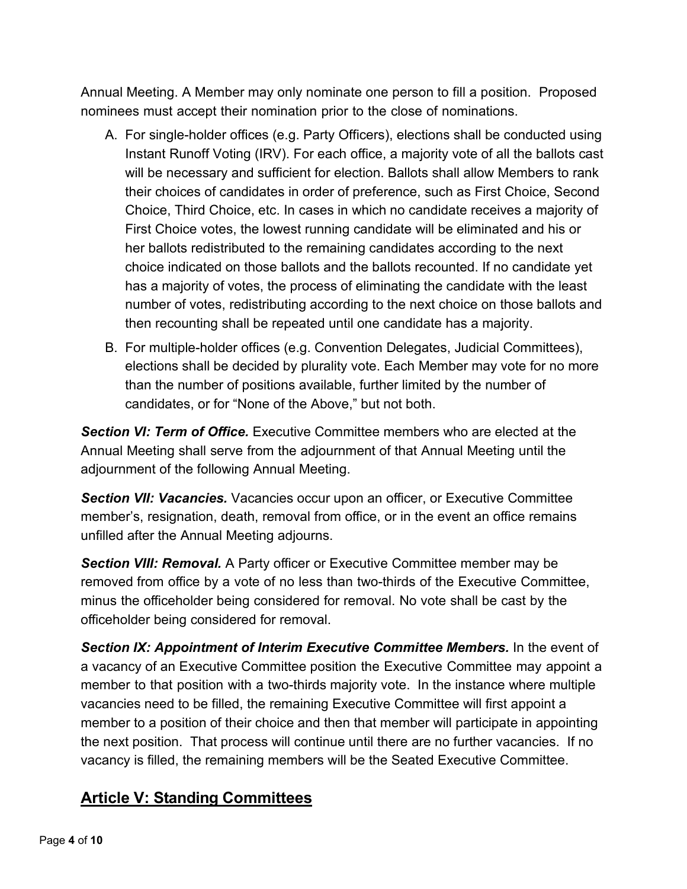Annual Meeting. A Member may only nominate one person to fill a position. Proposed nominees must accept their nomination prior to the close of nominations.

A. For single-holder offices (e.g. Party Officers), elections shall be conducted using Instant Runoff Voting (IRV). For each office, a majority vote of all the ballots cast will be necessary and sufficient for election. Ballots shall allow Members to rank their choices of candidates in order of preference, such as First Choice, Second Choice, Third Choice, etc. In cases in which no candidate receives a majority of First Choice votes, the lowest running candidate will be eliminated and his or her ballots redistributed to the remaining candidates according to the next choice indicated on those ballots and the ballots recounted. If no candidate yet has a majority of votes, the process of eliminating the candidate with the least number of votes, redistributing according to the next choice on those ballots and then recounting shall be repeated until one candidate has a majority.

B. For multiple-holder offices (e.g. Convention Delegates, Judicial Committees), elections shall be decided by plurality vote. Each Member may vote for no more than the number of positions available, further limited by the number of candidates, or for "None of the Above," but not both.

***Section VI: Term of Office.*** Executive Committee members who are elected at the Annual Meeting shall serve from the adjournment of that Annual Meeting until the adjournment of the following Annual Meeting.

***Section VII: Vacancies.*** Vacancies occur upon an officer, or Executive Committee member's, resignation, death, removal from office, or in the event an office remains unfilled after the Annual Meeting adjourns.

***Section VIII: Removal.*** A Party officer or Executive Committee member may be removed from office by a vote of no less than two-thirds of the Executive Committee, minus the officeholder being considered for removal. No vote shall be cast by the officeholder being considered for removal.

***Section IX: Appointment of Interim Executive Committee Members.*** In the event of a vacancy of an Executive Committee position the Executive Committee may appoint a member to that position with a two-thirds majority vote. In the instance where multiple vacancies need to be filled, the remaining Executive Committee will first appoint a member to a position of their choice and then that member will participate in appointing the next position. That process will continue until there are no further vacancies. If no vacancy is filled, the remaining members will be the Seated Executive Committee.

## Article V: Standing Committees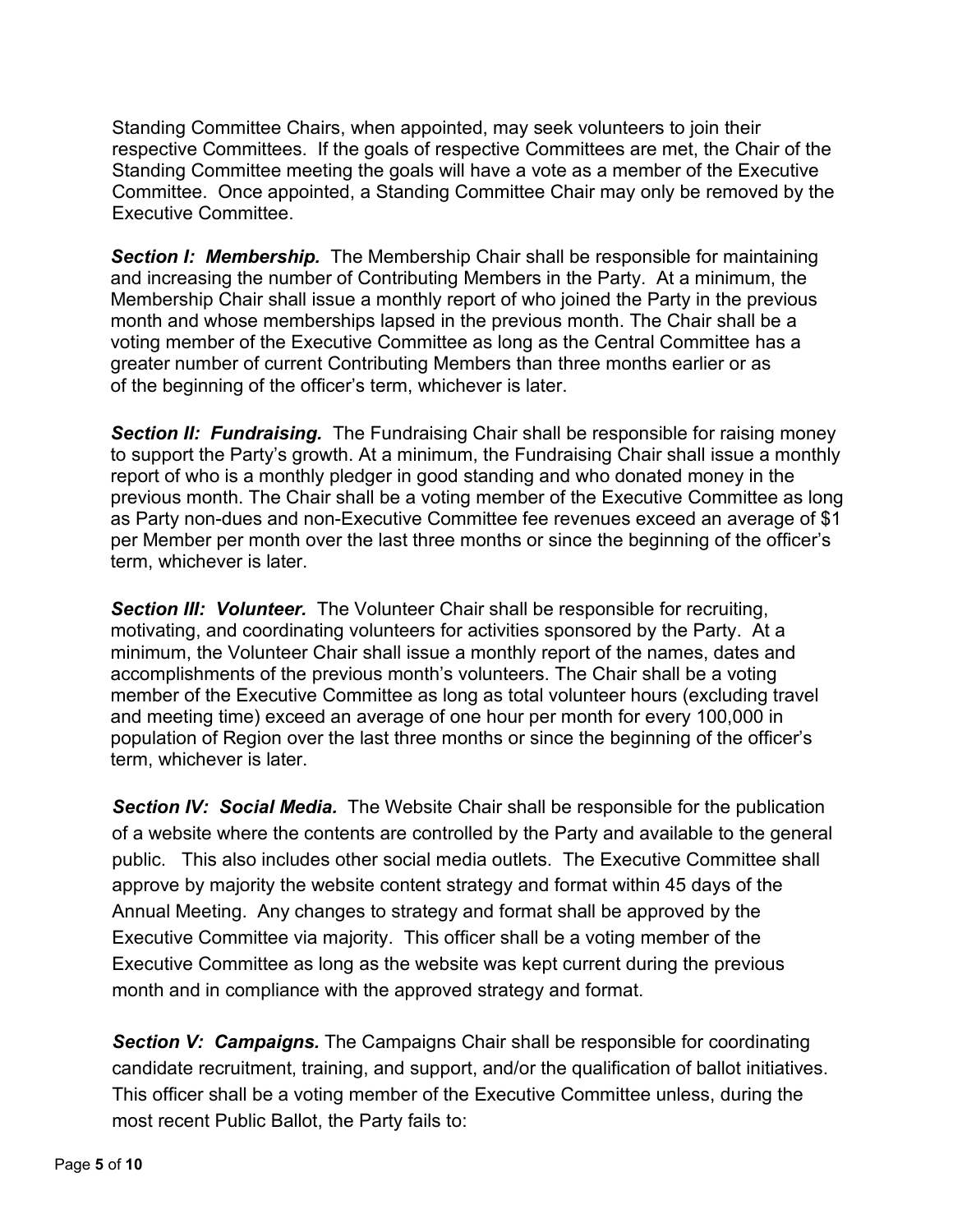Standing Committee Chairs, when appointed, may seek volunteers to join their respective Committees. If the goals of respective Committees are met, the Chair of the Standing Committee meeting the goals will have a vote as a member of the Executive Committee. Once appointed, a Standing Committee Chair may only be removed by the Executive Committee.

***Section I: Membership.*** The Membership Chair shall be responsible for maintaining and increasing the number of Contributing Members in the Party. At a minimum, the Membership Chair shall issue a monthly report of who joined the Party in the previous month and whose memberships lapsed in the previous month. The Chair shall be a voting member of the Executive Committee as long as the Central Committee has a greater number of current Contributing Members than three months earlier or as of the beginning of the officer's term, whichever is later.

***Section II: Fundraising.*** The Fundraising Chair shall be responsible for raising money to support the Party's growth. At a minimum, the Fundraising Chair shall issue a monthly report of who is a monthly pledger in good standing and who donated money in the previous month. The Chair shall be a voting member of the Executive Committee as long as Party non-dues and non-Executive Committee fee revenues exceed an average of $1 per Member per month over the last three months or since the beginning of the officer's term, whichever is later.

***Section III: Volunteer.*** The Volunteer Chair shall be responsible for recruiting, motivating, and coordinating volunteers for activities sponsored by the Party. At a minimum, the Volunteer Chair shall issue a monthly report of the names, dates and accomplishments of the previous month's volunteers. The Chair shall be a voting member of the Executive Committee as long as total volunteer hours (excluding travel and meeting time) exceed an average of one hour per month for every 100,000 in population of Region over the last three months or since the beginning of the officer's term, whichever is later.

***Section IV: Social Media.*** The Website Chair shall be responsible for the publication of a website where the contents are controlled by the Party and available to the general public. This also includes other social media outlets. The Executive Committee shall approve by majority the website content strategy and format within 45 days of the Annual Meeting. Any changes to strategy and format shall be approved by the Executive Committee via majority. This officer shall be a voting member of the Executive Committee as long as the website was kept current during the previous month and in compliance with the approved strategy and format.

***Section V: Campaigns.*** The Campaigns Chair shall be responsible for coordinating candidate recruitment, training, and support, and/or the qualification of ballot initiatives. This officer shall be a voting member of the Executive Committee unless, during the most recent Public Ballot, the Party fails to: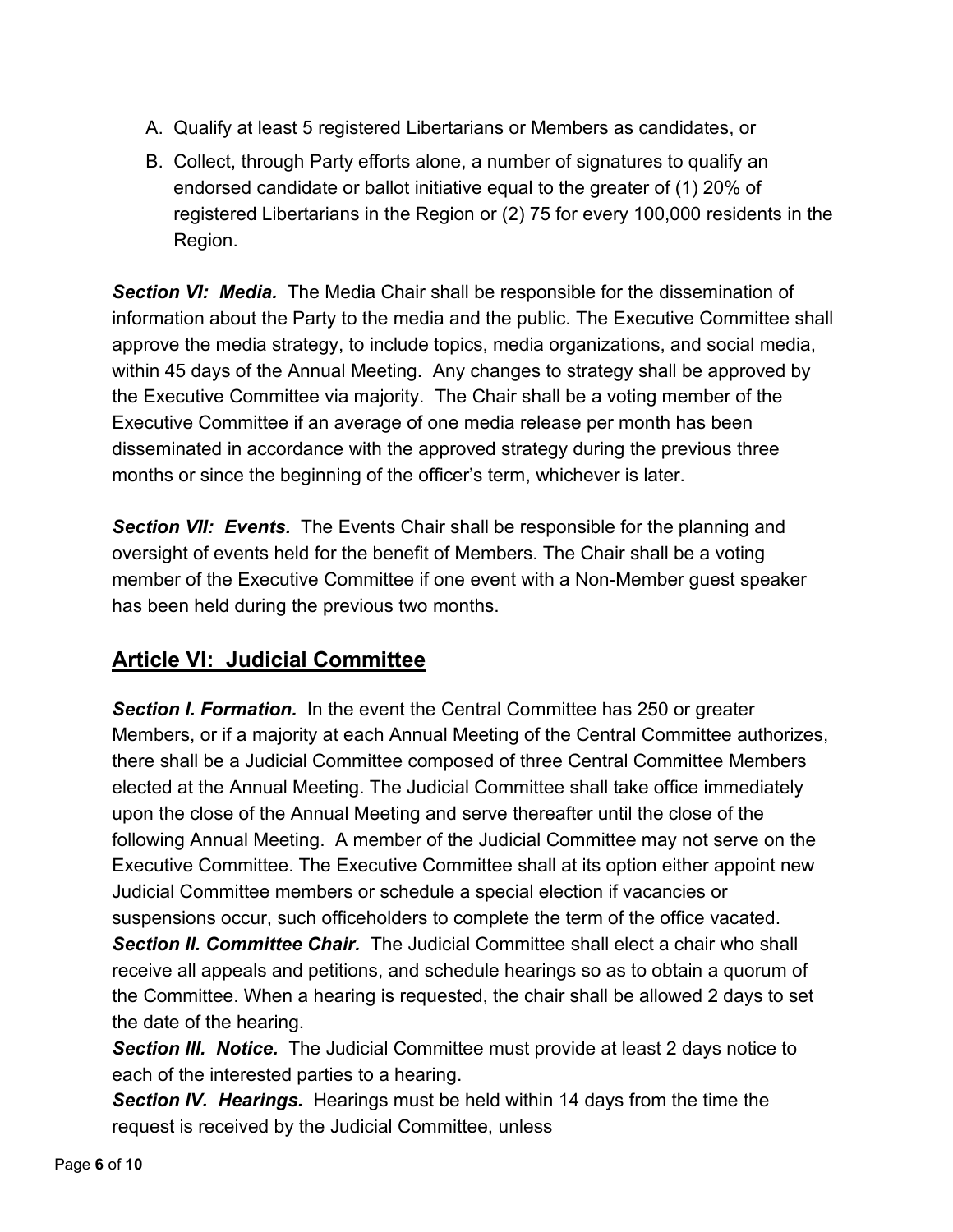A. Qualify at least 5 registered Libertarians or Members as candidates, or

B. Collect, through Party efforts alone, a number of signatures to qualify an endorsed candidate or ballot initiative equal to the greater of (1) 20% of registered Libertarians in the Region or (2) 75 for every 100,000 residents in the Region.

***Section VI: Media.*** The Media Chair shall be responsible for the dissemination of information about the Party to the media and the public. The Executive Committee shall approve the media strategy, to include topics, media organizations, and social media, within 45 days of the Annual Meeting. Any changes to strategy shall be approved by the Executive Committee via majority. The Chair shall be a voting member of the Executive Committee if an average of one media release per month has been disseminated in accordance with the approved strategy during the previous three months or since the beginning of the officer's term, whichever is later.

***Section VII: Events.*** The Events Chair shall be responsible for the planning and oversight of events held for the benefit of Members. The Chair shall be a voting member of the Executive Committee if one event with a Non-Member guest speaker has been held during the previous two months.

## Article VI: Judicial Committee

***Section I. Formation.*** In the event the Central Committee has 250 or greater Members, or if a majority at each Annual Meeting of the Central Committee authorizes, there shall be a Judicial Committee composed of three Central Committee Members elected at the Annual Meeting. The Judicial Committee shall take office immediately upon the close of the Annual Meeting and serve thereafter until the close of the following Annual Meeting. A member of the Judicial Committee may not serve on the Executive Committee. The Executive Committee shall at its option either appoint new Judicial Committee members or schedule a special election if vacancies or suspensions occur, such officeholders to complete the term of the office vacated.

***Section II. Committee Chair.*** The Judicial Committee shall elect a chair who shall receive all appeals and petitions, and schedule hearings so as to obtain a quorum of the Committee. When a hearing is requested, the chair shall be allowed 2 days to set the date of the hearing.

***Section III. Notice.*** The Judicial Committee must provide at least 2 days notice to each of the interested parties to a hearing.

***Section IV. Hearings.*** Hearings must be held within 14 days from the time the request is received by the Judicial Committee, unless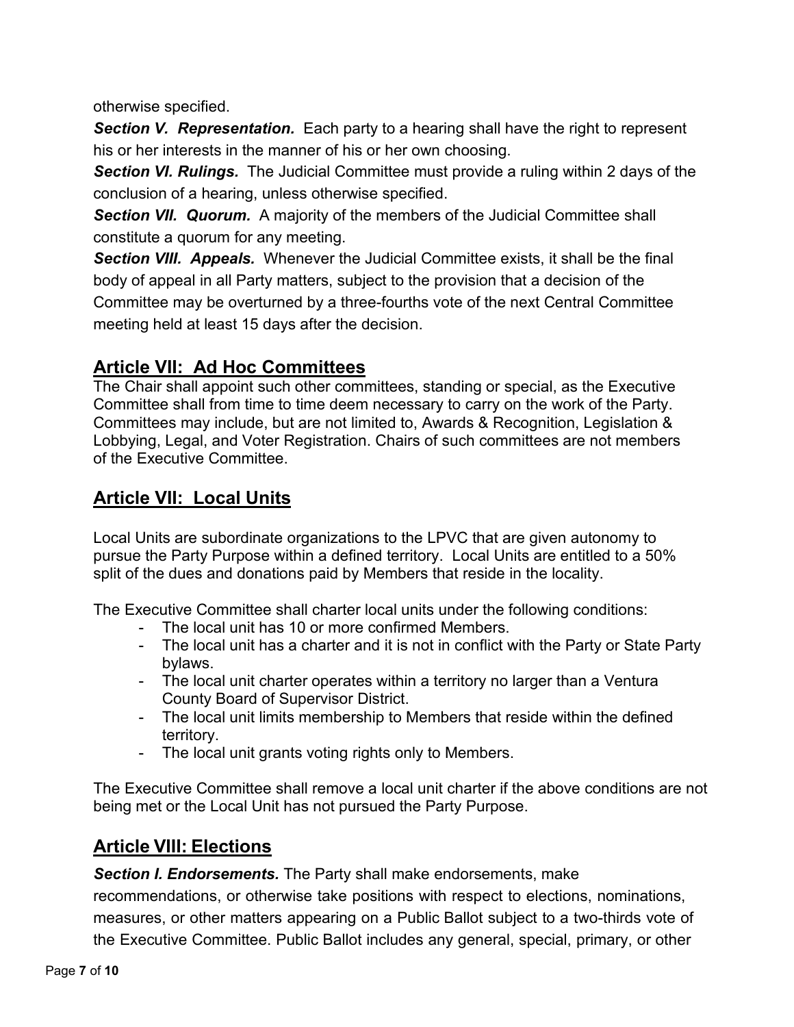otherwise specified.

***Section V. Representation.*** Each party to a hearing shall have the right to represent his or her interests in the manner of his or her own choosing.

***Section VI. Rulings.*** The Judicial Committee must provide a ruling within 2 days of the conclusion of a hearing, unless otherwise specified.

***Section VII. Quorum.*** A majority of the members of the Judicial Committee shall constitute a quorum for any meeting.

***Section VIII. Appeals.*** Whenever the Judicial Committee exists, it shall be the final body of appeal in all Party matters, subject to the provision that a decision of the Committee may be overturned by a three-fourths vote of the next Central Committee meeting held at least 15 days after the decision.

## Article VII: Ad Hoc Committees

The Chair shall appoint such other committees, standing or special, as the Executive Committee shall from time to time deem necessary to carry on the work of the Party. Committees may include, but are not limited to, Awards & Recognition, Legislation & Lobbying, Legal, and Voter Registration. Chairs of such committees are not members of the Executive Committee.

## Article VII: Local Units

Local Units are subordinate organizations to the LPVC that are given autonomy to pursue the Party Purpose within a defined territory. Local Units are entitled to a 50% split of the dues and donations paid by Members that reside in the locality.

The Executive Committee shall charter local units under the following conditions:

- The local unit has 10 or more confirmed Members.
- The local unit has a charter and it is not in conflict with the Party or State Party bylaws.
- The local unit charter operates within a territory no larger than a Ventura County Board of Supervisor District.
- The local unit limits membership to Members that reside within the defined territory.
- The local unit grants voting rights only to Members.

The Executive Committee shall remove a local unit charter if the above conditions are not being met or the Local Unit has not pursued the Party Purpose.

## Article VIII: Elections

***Section I. Endorsements.*** The Party shall make endorsements, make recommendations, or otherwise take positions with respect to elections, nominations, measures, or other matters appearing on a Public Ballot subject to a two-thirds vote of the Executive Committee. Public Ballot includes any general, special, primary, or other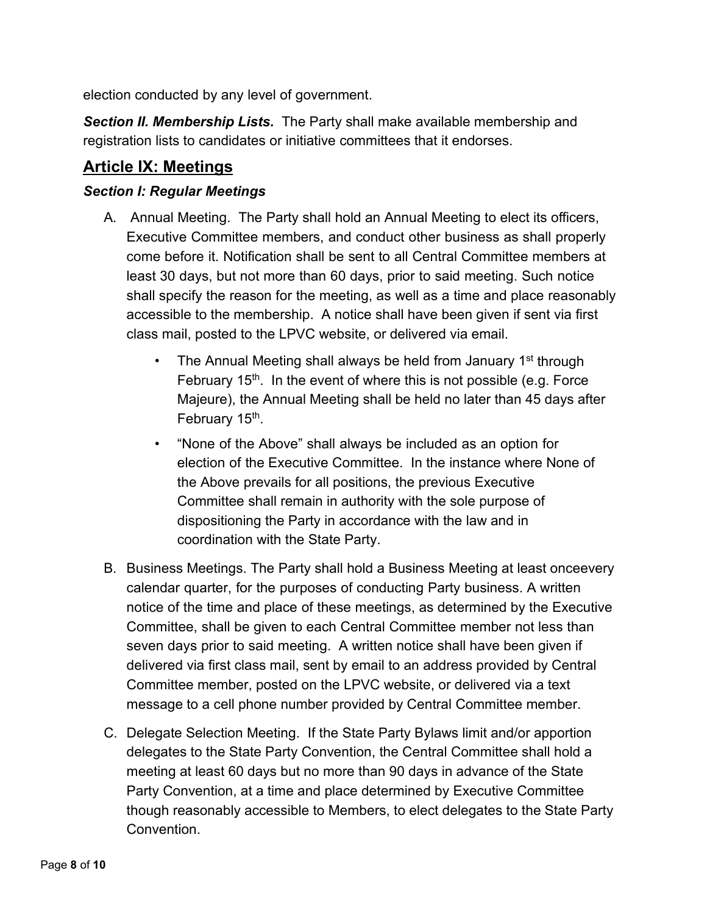election conducted by any level of government.

***Section II. Membership Lists.*** The Party shall make available membership and registration lists to candidates or initiative committees that it endorses.

## Article IX: Meetings

### *Section I: Regular Meetings*

A. Annual Meeting. The Party shall hold an Annual Meeting to elect its officers, Executive Committee members, and conduct other business as shall properly come before it. Notification shall be sent to all Central Committee members at least 30 days, but not more than 60 days, prior to said meeting. Such notice shall specify the reason for the meeting, as well as a time and place reasonably accessible to the membership. A notice shall have been given if sent via first class mail, posted to the LPVC website, or delivered via email.

   - The Annual Meeting shall always be held from January 1st through February 15th. In the event of where this is not possible (e.g. Force Majeure), the Annual Meeting shall be held no later than 45 days after February 15th.
   - "None of the Above" shall always be included as an option for election of the Executive Committee. In the instance where None of the Above prevails for all positions, the previous Executive Committee shall remain in authority with the sole purpose of dispositioning the Party in accordance with the law and in coordination with the State Party.

B. Business Meetings. The Party shall hold a Business Meeting at least onceevery calendar quarter, for the purposes of conducting Party business. A written notice of the time and place of these meetings, as determined by the Executive Committee, shall be given to each Central Committee member not less than seven days prior to said meeting. A written notice shall have been given if delivered via first class mail, sent by email to an address provided by Central Committee member, posted on the LPVC website, or delivered via a text message to a cell phone number provided by Central Committee member.

C. Delegate Selection Meeting. If the State Party Bylaws limit and/or apportion delegates to the State Party Convention, the Central Committee shall hold a meeting at least 60 days but no more than 90 days in advance of the State Party Convention, at a time and place determined by Executive Committee though reasonably accessible to Members, to elect delegates to the State Party Convention.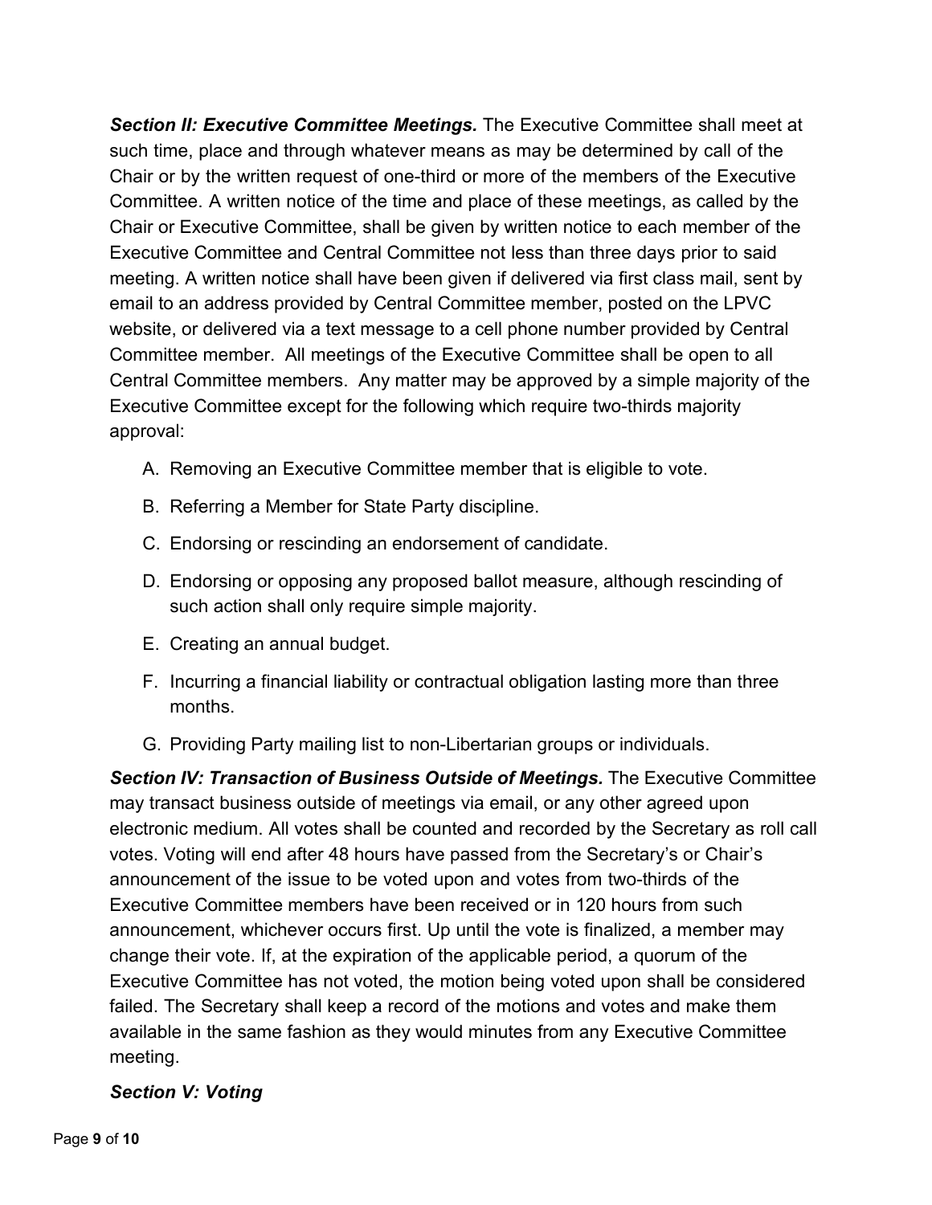***Section II: Executive Committee Meetings.*** The Executive Committee shall meet at such time, place and through whatever means as may be determined by call of the Chair or by the written request of one-third or more of the members of the Executive Committee. A written notice of the time and place of these meetings, as called by the Chair or Executive Committee, shall be given by written notice to each member of the Executive Committee and Central Committee not less than three days prior to said meeting. A written notice shall have been given if delivered via first class mail, sent by email to an address provided by Central Committee member, posted on the LPVC website, or delivered via a text message to a cell phone number provided by Central Committee member. All meetings of the Executive Committee shall be open to all Central Committee members. Any matter may be approved by a simple majority of the Executive Committee except for the following which require two-thirds majority approval:

A. Removing an Executive Committee member that is eligible to vote.

B. Referring a Member for State Party discipline.

C. Endorsing or rescinding an endorsement of candidate.

D. Endorsing or opposing any proposed ballot measure, although rescinding of such action shall only require simple majority.

E. Creating an annual budget.

F. Incurring a financial liability or contractual obligation lasting more than three months.

G. Providing Party mailing list to non-Libertarian groups or individuals.

***Section IV: Transaction of Business Outside of Meetings.*** The Executive Committee may transact business outside of meetings via email, or any other agreed upon electronic medium. All votes shall be counted and recorded by the Secretary as roll call votes. Voting will end after 48 hours have passed from the Secretary's or Chair's announcement of the issue to be voted upon and votes from two-thirds of the Executive Committee members have been received or in 120 hours from such announcement, whichever occurs first. Up until the vote is finalized, a member may change their vote. If, at the expiration of the applicable period, a quorum of the Executive Committee has not voted, the motion being voted upon shall be considered failed. The Secretary shall keep a record of the motions and votes and make them available in the same fashion as they would minutes from any Executive Committee meeting.

***Section V: Voting***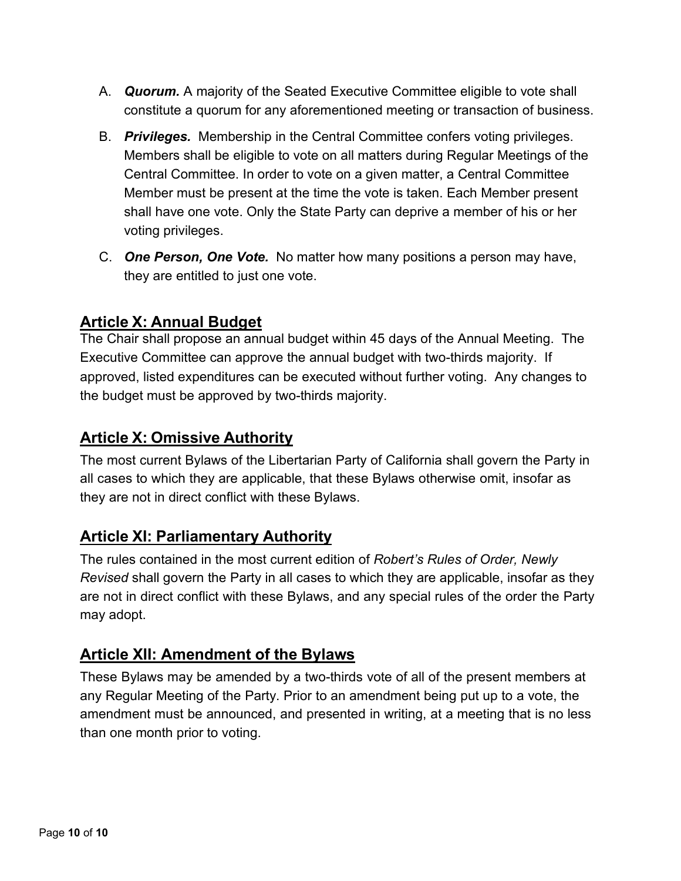A. ***Quorum.*** A majority of the Seated Executive Committee eligible to vote shall constitute a quorum for any aforementioned meeting or transaction of business.

B. ***Privileges.*** Membership in the Central Committee confers voting privileges. Members shall be eligible to vote on all matters during Regular Meetings of the Central Committee. In order to vote on a given matter, a Central Committee Member must be present at the time the vote is taken. Each Member present shall have one vote. Only the State Party can deprive a member of his or her voting privileges.

C. ***One Person, One Vote.*** No matter how many positions a person may have, they are entitled to just one vote.

## Article X: Annual Budget

The Chair shall propose an annual budget within 45 days of the Annual Meeting. The Executive Committee can approve the annual budget with two-thirds majority. If approved, listed expenditures can be executed without further voting. Any changes to the budget must be approved by two-thirds majority.

## Article X: Omissive Authority

The most current Bylaws of the Libertarian Party of California shall govern the Party in all cases to which they are applicable, that these Bylaws otherwise omit, insofar as they are not in direct conflict with these Bylaws.

## Article XI: Parliamentary Authority

The rules contained in the most current edition of *Robert's Rules of Order, Newly Revised* shall govern the Party in all cases to which they are applicable, insofar as they are not in direct conflict with these Bylaws, and any special rules of the order the Party may adopt.

## Article XII: Amendment of the Bylaws

These Bylaws may be amended by a two-thirds vote of all of the present members at any Regular Meeting of the Party. Prior to an amendment being put up to a vote, the amendment must be announced, and presented in writing, at a meeting that is no less than one month prior to voting.